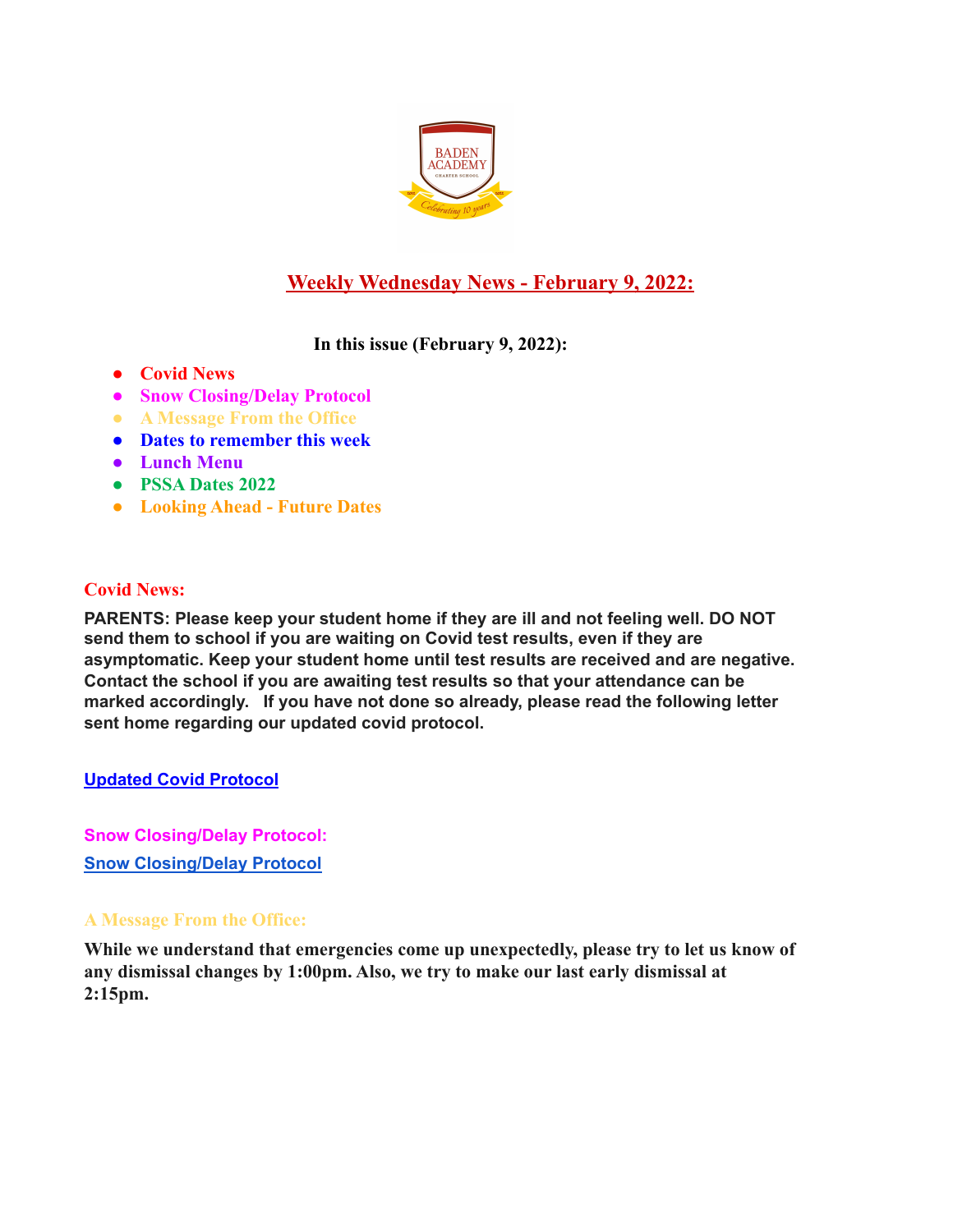# Weekly Wednesday News - February 9, 2022:

**In this issue (February 9, 2022):**

- **Covid News**
- **Snow Closing/Delay Protocol**
- **A Message From the Office**
- **Dates to remember this week**
- **Lunch Menu**
- **PSSA Dates 2022**
- **Looking Ahead - Future Dates**

## Covid News:

**PARENTS: Please keep your student home if they are ill and not feeling well. DO NOT send them to school if you are waiting on Covid test results, even if they are asymptomatic. Keep your student home until test results are received and are negative. Contact the school if you are awaiting test results so that your attendance can be marked accordingly. If you have not done so already, please read the following letter sent home regarding our updated covid protocol.**

**Updated Covid Protocol**

## Snow Closing/Delay Protocol:

**Snow Closing/Delay Protocol**

## A Message From the Office:

**While we understand that emergencies come up unexpectedly, please try to let us know of any dismissal changes by 1:00pm. Also, we try to make our last early dismissal at 2:15pm.**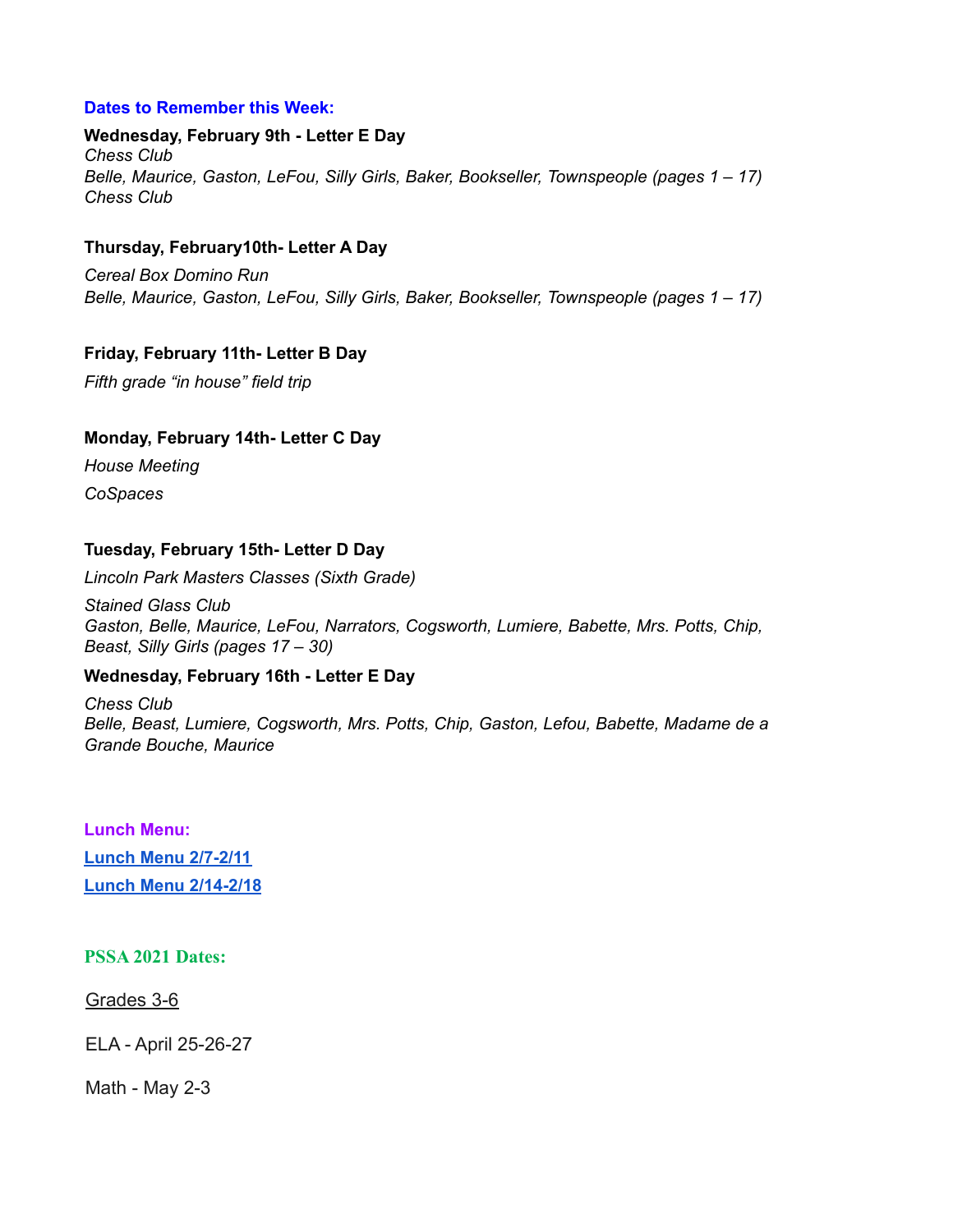### Dates to Remember this Week:

**Wednesday, February 9th - Letter E Day**

*Chess Club*
*Belle, Maurice, Gaston, LeFou, Silly Girls, Baker, Bookseller, Townspeople (pages 1 – 17)*
*Chess Club*

**Thursday, February10th- Letter A Day**

*Cereal Box Domino Run*
*Belle, Maurice, Gaston, LeFou, Silly Girls, Baker, Bookseller, Townspeople (pages 1 – 17)*

**Friday, February 11th- Letter B Day**

*Fifth grade "in house" field trip*

**Monday, February 14th- Letter C Day**

*House Meeting*

*CoSpaces*

**Tuesday, February 15th- Letter D Day**

*Lincoln Park Masters Classes (Sixth Grade)*

*Stained Glass Club*
*Gaston, Belle, Maurice, LeFou, Narrators, Cogsworth, Lumiere, Babette, Mrs. Potts, Chip, Beast, Silly Girls (pages 17 – 30)*

**Wednesday, February 16th - Letter E Day**

*Chess Club*
*Belle, Beast, Lumiere, Cogsworth, Mrs. Potts, Chip, Gaston, Lefou, Babette, Madame de a Grande Bouche, Maurice*

### Lunch Menu:

**Lunch Menu 2/7-2/11**

**Lunch Menu 2/14-2/18**

### PSSA 2021 Dates:

Grades 3-6

ELA - April 25-26-27

Math - May 2-3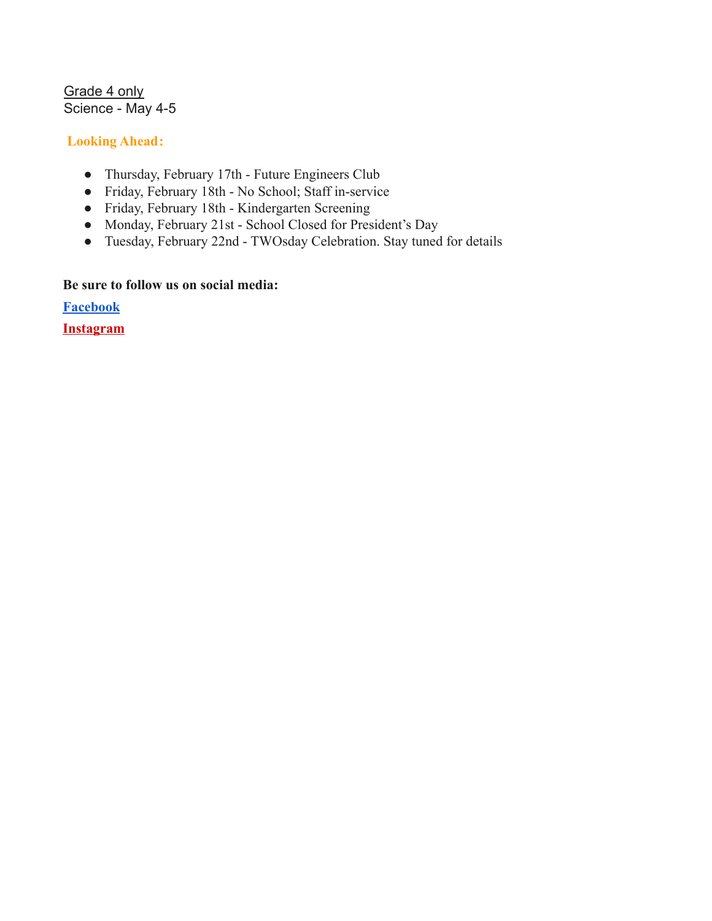Grade 4 only
Science - May 4-5

**Looking Ahead:**

- Thursday, February 17th - Future Engineers Club
- Friday, February 18th - No School; Staff in-service
- Friday, February 18th - Kindergarten Screening
- Monday, February 21st - School Closed for President's Day
- Tuesday, February 22nd - TWOsday Celebration. Stay tuned for details

**Be sure to follow us on social media:**

**Facebook**

**Instagram**